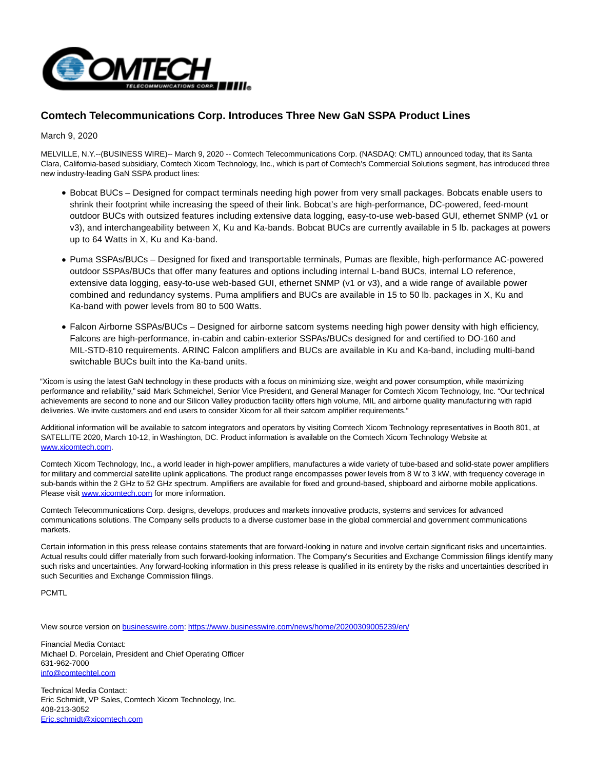# Comtech Telecommunications Corp. Introduces Three New GaN SSPA Product Lines

March 9, 2020

MELVILLE, N.Y.--(BUSINESS WIRE)-- March 9, 2020 -- Comtech Telecommunications Corp. (NASDAQ: CMTL) announced today, that its Santa Clara, California-based subsidiary, Comtech Xicom Technology, Inc., which is part of Comtech's Commercial Solutions segment, has introduced three new industry-leading GaN SSPA product lines:

- Bobcat BUCs – Designed for compact terminals needing high power from very small packages. Bobcats enable users to shrink their footprint while increasing the speed of their link. Bobcat's are high-performance, DC-powered, feed-mount outdoor BUCs with outsized features including extensive data logging, easy-to-use web-based GUI, ethernet SNMP (v1 or v3), and interchangeability between X, Ku and Ka-bands. Bobcat BUCs are currently available in 5 lb. packages at powers up to 64 Watts in X, Ku and Ka-band.
- Puma SSPAs/BUCs – Designed for fixed and transportable terminals, Pumas are flexible, high-performance AC-powered outdoor SSPAs/BUCs that offer many features and options including internal L-band BUCs, internal LO reference, extensive data logging, easy-to-use web-based GUI, ethernet SNMP (v1 or v3), and a wide range of available power combined and redundancy systems. Puma amplifiers and BUCs are available in 15 to 50 lb. packages in X, Ku and Ka-band with power levels from 80 to 500 Watts.
- Falcon Airborne SSPAs/BUCs – Designed for airborne satcom systems needing high power density with high efficiency, Falcons are high-performance, in-cabin and cabin-exterior SSPAs/BUCs designed for and certified to DO-160 and MIL-STD-810 requirements. ARINC Falcon amplifiers and BUCs are available in Ku and Ka-band, including multi-band switchable BUCs built into the Ka-band units.

"Xicom is using the latest GaN technology in these products with a focus on minimizing size, weight and power consumption, while maximizing performance and reliability," said Mark Schmeichel, Senior Vice President, and General Manager for Comtech Xicom Technology, Inc. "Our technical achievements are second to none and our Silicon Valley production facility offers high volume, MIL and airborne quality manufacturing with rapid deliveries. We invite customers and end users to consider Xicom for all their satcom amplifier requirements."

Additional information will be available to satcom integrators and operators by visiting Comtech Xicom Technology representatives in Booth 801, at SATELLITE 2020, March 10-12, in Washington, DC. Product information is available on the Comtech Xicom Technology Website at www.xicomtech.com.

Comtech Xicom Technology, Inc., a world leader in high-power amplifiers, manufactures a wide variety of tube-based and solid-state power amplifiers for military and commercial satellite uplink applications. The product range encompasses power levels from 8 W to 3 kW, with frequency coverage in sub-bands within the 2 GHz to 52 GHz spectrum. Amplifiers are available for fixed and ground-based, shipboard and airborne mobile applications. Please visit www.xicomtech.com for more information.

Comtech Telecommunications Corp. designs, develops, produces and markets innovative products, systems and services for advanced communications solutions. The Company sells products to a diverse customer base in the global commercial and government communications markets.

Certain information in this press release contains statements that are forward-looking in nature and involve certain significant risks and uncertainties. Actual results could differ materially from such forward-looking information. The Company's Securities and Exchange Commission filings identify many such risks and uncertainties. Any forward-looking information in this press release is qualified in its entirety by the risks and uncertainties described in such Securities and Exchange Commission filings.

PCMTL

View source version on businesswire.com: https://www.businesswire.com/news/home/20200309005239/en/

Financial Media Contact:
Michael D. Porcelain, President and Chief Operating Officer
631-962-7000
info@comtechtel.com

Technical Media Contact:
Eric Schmidt, VP Sales, Comtech Xicom Technology, Inc.
408-213-3052
Eric.schmidt@xicomtech.com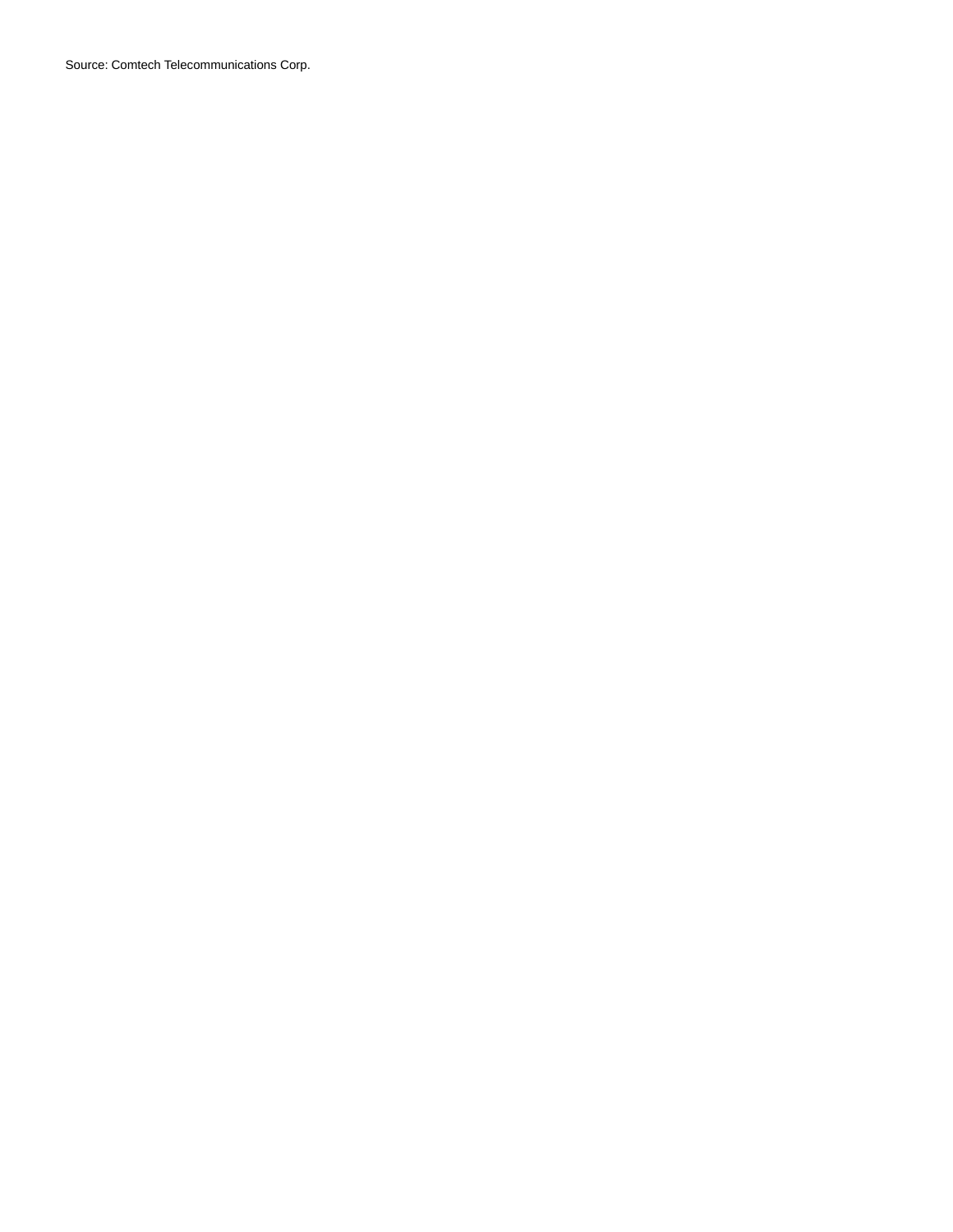Source: Comtech Telecommunications Corp.